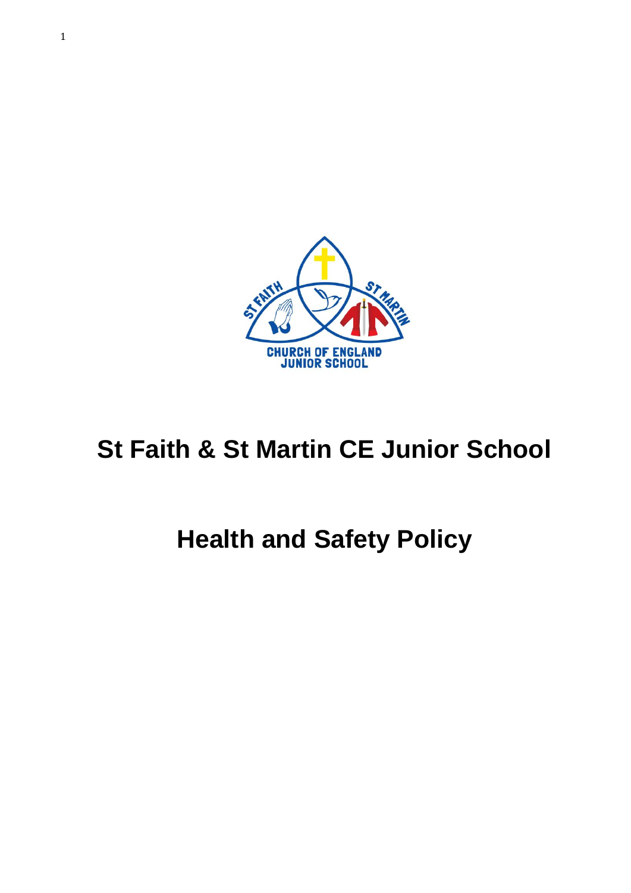# St Faith & St Martin CE Junior School

# Health and Safety Policy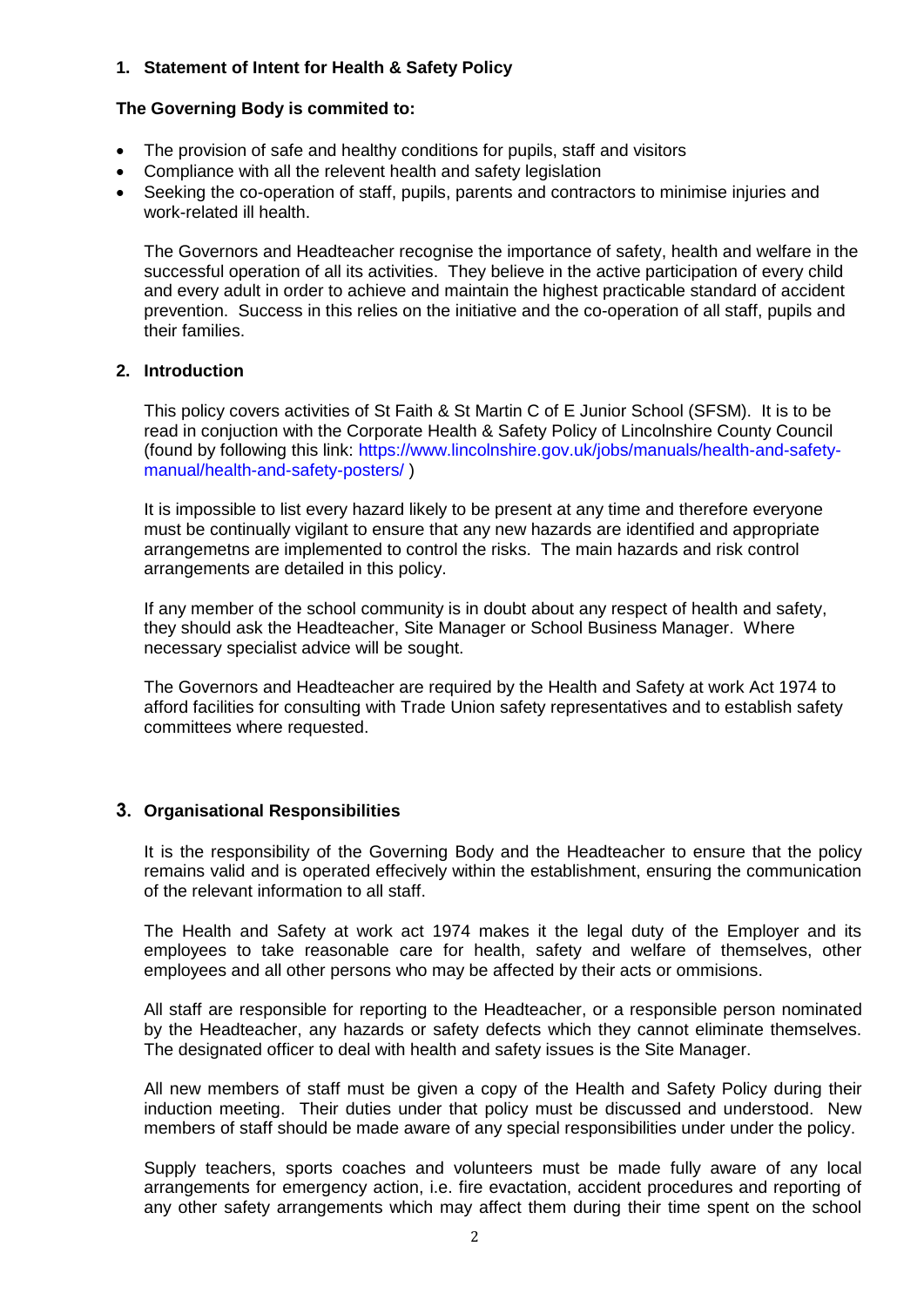## 1. Statement of Intent for Health & Safety Policy

**The Governing Body is commited to:**

- The provision of safe and healthy conditions for pupils, staff and visitors
- Compliance with all the relevent health and safety legislation
- Seeking the co-operation of staff, pupils, parents and contractors to minimise injuries and work-related ill health.

The Governors and Headteacher recognise the importance of safety, health and welfare in the successful operation of all its activities. They believe in the active participation of every child and every adult in order to achieve and maintain the highest practicable standard of accident prevention. Success in this relies on the initiative and the co-operation of all staff, pupils and their families.

## 2. Introduction

This policy covers activities of St Faith & St Martin C of E Junior School (SFSM). It is to be read in conjuction with the Corporate Health & Safety Policy of Lincolnshire County Council (found by following this link: https://www.lincolnshire.gov.uk/jobs/manuals/health-and-safety-manual/health-and-safety-posters/ )

It is impossible to list every hazard likely to be present at any time and therefore everyone must be continually vigilant to ensure that any new hazards are identified and appropriate arrangemetns are implemented to control the risks. The main hazards and risk control arrangements are detailed in this policy.

If any member of the school community is in doubt about any respect of health and safety, they should ask the Headteacher, Site Manager or School Business Manager. Where necessary specialist advice will be sought.

The Governors and Headteacher are required by the Health and Safety at work Act 1974 to afford facilities for consulting with Trade Union safety representatives and to establish safety committees where requested.

## 3. Organisational Responsibilities

It is the responsibility of the Governing Body and the Headteacher to ensure that the policy remains valid and is operated effecively within the establishment, ensuring the communication of the relevant information to all staff.

The Health and Safety at work act 1974 makes it the legal duty of the Employer and its employees to take reasonable care for health, safety and welfare of themselves, other employees and all other persons who may be affected by their acts or ommisions.

All staff are responsible for reporting to the Headteacher, or a responsible person nominated by the Headteacher, any hazards or safety defects which they cannot eliminate themselves. The designated officer to deal with health and safety issues is the Site Manager.

All new members of staff must be given a copy of the Health and Safety Policy during their induction meeting. Their duties under that policy must be discussed and understood. New members of staff should be made aware of any special responsibilities under under the policy.

Supply teachers, sports coaches and volunteers must be made fully aware of any local arrangements for emergency action, i.e. fire evactation, accident procedures and reporting of any other safety arrangements which may affect them during their time spent on the school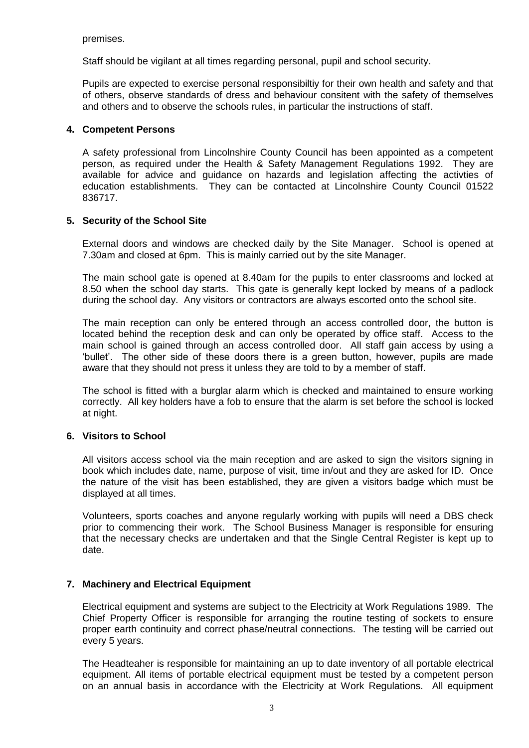premises.

Staff should be vigilant at all times regarding personal, pupil and school security.

Pupils are expected to exercise personal responsibiltiy for their own health and safety and that of others, observe standards of dress and behaviour consitent with the safety of themselves and others and to observe the schools rules, in particular the instructions of staff.

## 4. Competent Persons

A safety professional from Lincolnshire County Council has been appointed as a competent person, as required under the Health & Safety Management Regulations 1992. They are available for advice and guidance on hazards and legislation affecting the activties of education establishments. They can be contacted at Lincolnshire County Council 01522 836717.

## 5. Security of the School Site

External doors and windows are checked daily by the Site Manager. School is opened at 7.30am and closed at 6pm. This is mainly carried out by the site Manager.

The main school gate is opened at 8.40am for the pupils to enter classrooms and locked at 8.50 when the school day starts. This gate is generally kept locked by means of a padlock during the school day. Any visitors or contractors are always escorted onto the school site.

The main reception can only be entered through an access controlled door, the button is located behind the reception desk and can only be operated by office staff. Access to the main school is gained through an access controlled door. All staff gain access by using a 'bullet'. The other side of these doors there is a green button, however, pupils are made aware that they should not press it unless they are told to by a member of staff.

The school is fitted with a burglar alarm which is checked and maintained to ensure working correctly. All key holders have a fob to ensure that the alarm is set before the school is locked at night.

## 6. Visitors to School

All visitors access school via the main reception and are asked to sign the visitors signing in book which includes date, name, purpose of visit, time in/out and they are asked for ID. Once the nature of the visit has been established, they are given a visitors badge which must be displayed at all times.

Volunteers, sports coaches and anyone regularly working with pupils will need a DBS check prior to commencing their work. The School Business Manager is responsible for ensuring that the necessary checks are undertaken and that the Single Central Register is kept up to date.

## 7. Machinery and Electrical Equipment

Electrical equipment and systems are subject to the Electricity at Work Regulations 1989. The Chief Property Officer is responsible for arranging the routine testing of sockets to ensure proper earth continuity and correct phase/neutral connections. The testing will be carried out every 5 years.

The Headteaher is responsible for maintaining an up to date inventory of all portable electrical equipment. All items of portable electrical equipment must be tested by a competent person on an annual basis in accordance with the Electricity at Work Regulations. All equipment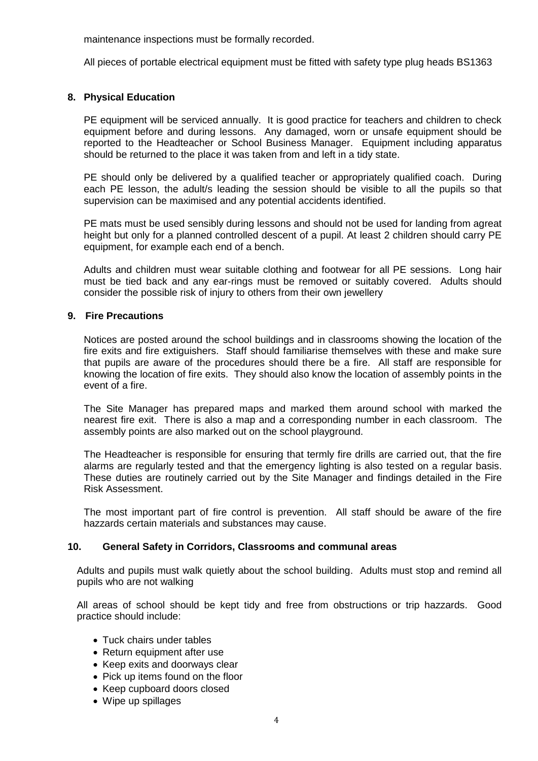maintenance inspections must be formally recorded.

All pieces of portable electrical equipment must be fitted with safety type plug heads BS1363

## 8. Physical Education

PE equipment will be serviced annually. It is good practice for teachers and children to check equipment before and during lessons. Any damaged, worn or unsafe equipment should be reported to the Headteacher or School Business Manager. Equipment including apparatus should be returned to the place it was taken from and left in a tidy state.

PE should only be delivered by a qualified teacher or appropriately qualified coach. During each PE lesson, the adult/s leading the session should be visible to all the pupils so that supervision can be maximised and any potential accidents identified.

PE mats must be used sensibly during lessons and should not be used for landing from agreat height but only for a planned controlled descent of a pupil. At least 2 children should carry PE equipment, for example each end of a bench.

Adults and children must wear suitable clothing and footwear for all PE sessions. Long hair must be tied back and any ear-rings must be removed or suitably covered. Adults should consider the possible risk of injury to others from their own jewellery

## 9. Fire Precautions

Notices are posted around the school buildings and in classrooms showing the location of the fire exits and fire extiguishers. Staff should familiarise themselves with these and make sure that pupils are aware of the procedures should there be a fire. All staff are responsible for knowing the location of fire exits. They should also know the location of assembly points in the event of a fire.

The Site Manager has prepared maps and marked them around school with marked the nearest fire exit. There is also a map and a corresponding number in each classroom. The assembly points are also marked out on the school playground.

The Headteacher is responsible for ensuring that termly fire drills are carried out, that the fire alarms are regularly tested and that the emergency lighting is also tested on a regular basis. These duties are routinely carried out by the Site Manager and findings detailed in the Fire Risk Assessment.

The most important part of fire control is prevention. All staff should be aware of the fire hazzards certain materials and substances may cause.

## 10. General Safety in Corridors, Classrooms and communal areas

Adults and pupils must walk quietly about the school building. Adults must stop and remind all pupils who are not walking

All areas of school should be kept tidy and free from obstructions or trip hazzards. Good practice should include:

- Tuck chairs under tables
- Return equipment after use
- Keep exits and doorways clear
- Pick up items found on the floor
- Keep cupboard doors closed
- Wipe up spillages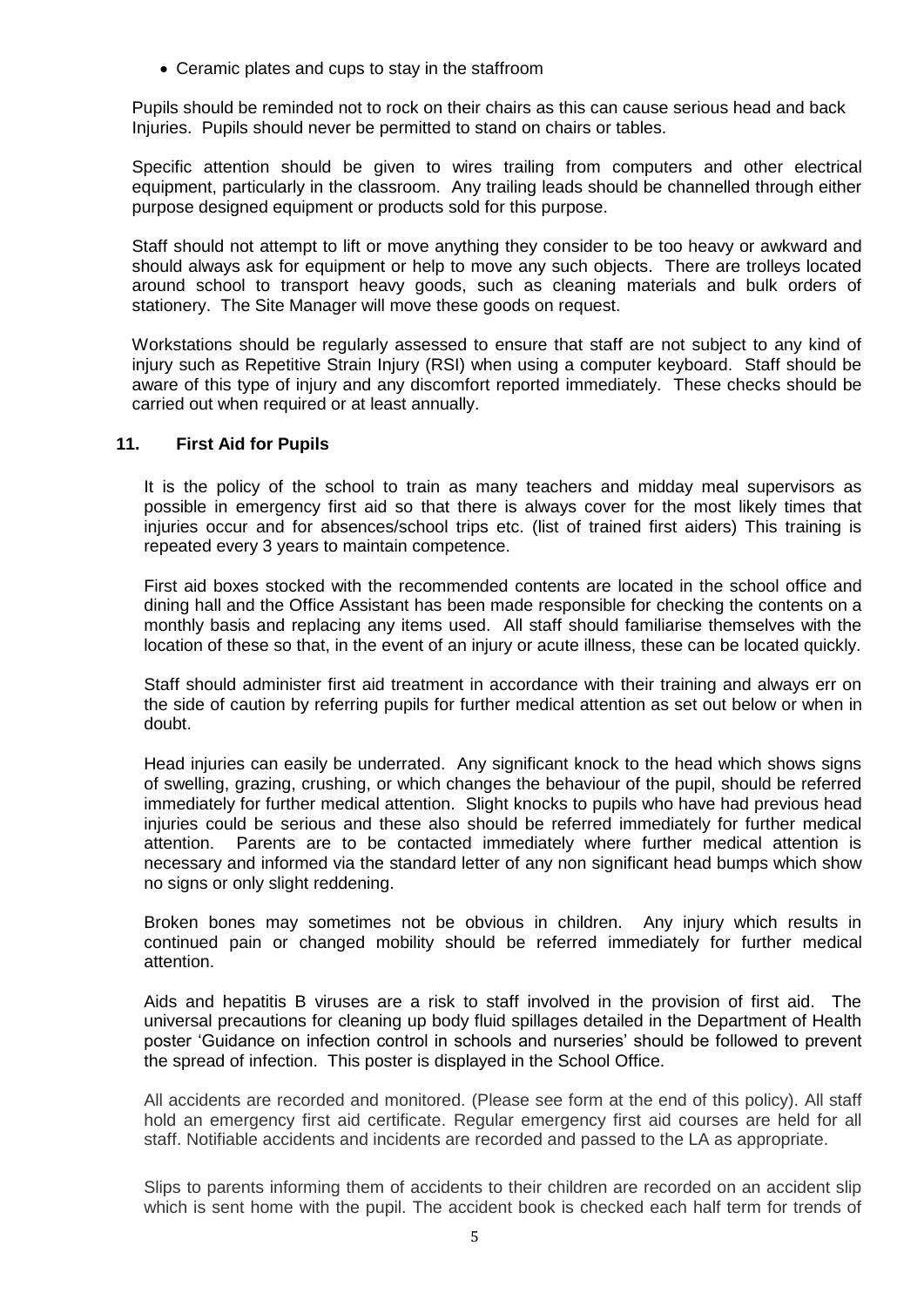- Ceramic plates and cups to stay in the staffroom

Pupils should be reminded not to rock on their chairs as this can cause serious head and back Injuries. Pupils should never be permitted to stand on chairs or tables.

Specific attention should be given to wires trailing from computers and other electrical equipment, particularly in the classroom. Any trailing leads should be channelled through either purpose designed equipment or products sold for this purpose.

Staff should not attempt to lift or move anything they consider to be too heavy or awkward and should always ask for equipment or help to move any such objects. There are trolleys located around school to transport heavy goods, such as cleaning materials and bulk orders of stationery. The Site Manager will move these goods on request.

Workstations should be regularly assessed to ensure that staff are not subject to any kind of injury such as Repetitive Strain Injury (RSI) when using a computer keyboard. Staff should be aware of this type of injury and any discomfort reported immediately. These checks should be carried out when required or at least annually.

## 11. First Aid for Pupils

It is the policy of the school to train as many teachers and midday meal supervisors as possible in emergency first aid so that there is always cover for the most likely times that injuries occur and for absences/school trips etc. (list of trained first aiders) This training is repeated every 3 years to maintain competence.

First aid boxes stocked with the recommended contents are located in the school office and dining hall and the Office Assistant has been made responsible for checking the contents on a monthly basis and replacing any items used. All staff should familiarise themselves with the location of these so that, in the event of an injury or acute illness, these can be located quickly.

Staff should administer first aid treatment in accordance with their training and always err on the side of caution by referring pupils for further medical attention as set out below or when in doubt.

Head injuries can easily be underrated. Any significant knock to the head which shows signs of swelling, grazing, crushing, or which changes the behaviour of the pupil, should be referred immediately for further medical attention. Slight knocks to pupils who have had previous head injuries could be serious and these also should be referred immediately for further medical attention. Parents are to be contacted immediately where further medical attention is necessary and informed via the standard letter of any non significant head bumps which show no signs or only slight reddening.

Broken bones may sometimes not be obvious in children. Any injury which results in continued pain or changed mobility should be referred immediately for further medical attention.

Aids and hepatitis B viruses are a risk to staff involved in the provision of first aid. The universal precautions for cleaning up body fluid spillages detailed in the Department of Health poster 'Guidance on infection control in schools and nurseries' should be followed to prevent the spread of infection. This poster is displayed in the School Office.

All accidents are recorded and monitored. (Please see form at the end of this policy). All staff hold an emergency first aid certificate. Regular emergency first aid courses are held for all staff. Notifiable accidents and incidents are recorded and passed to the LA as appropriate.

Slips to parents informing them of accidents to their children are recorded on an accident slip which is sent home with the pupil. The accident book is checked each half term for trends of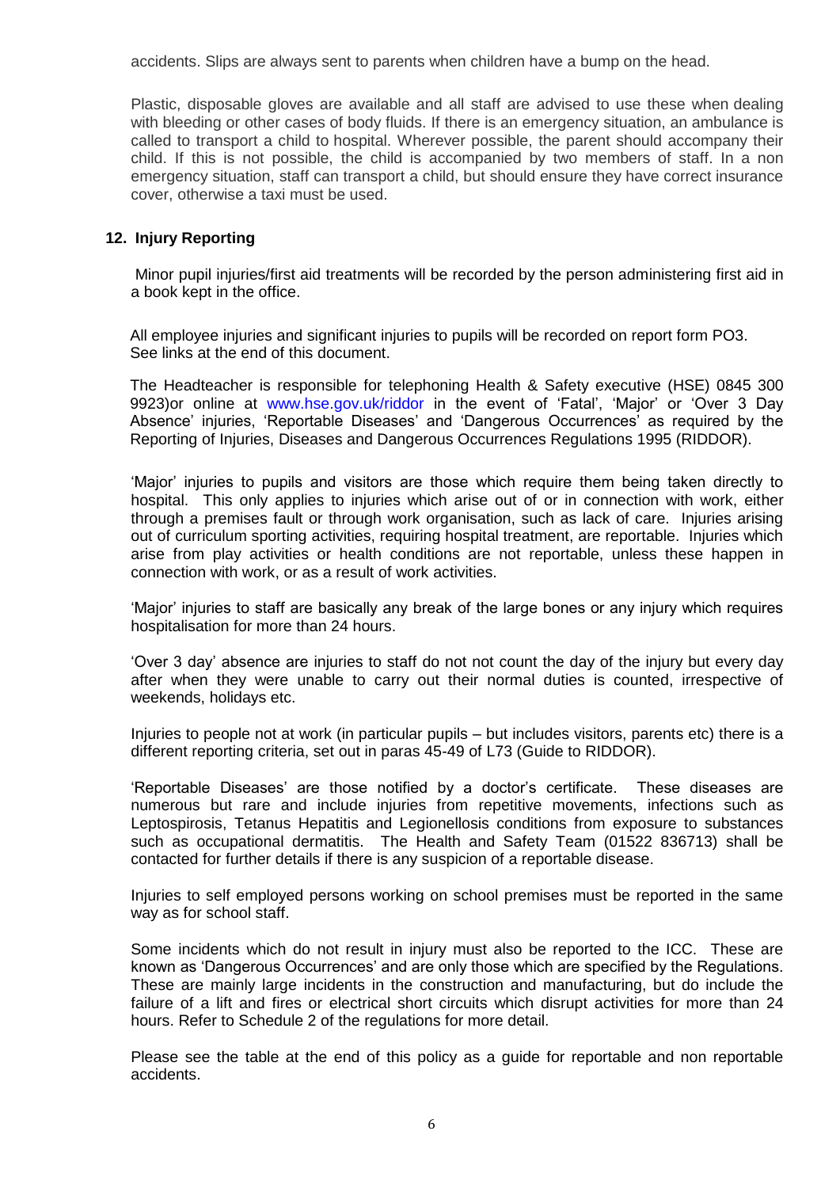accidents. Slips are always sent to parents when children have a bump on the head.

Plastic, disposable gloves are available and all staff are advised to use these when dealing with bleeding or other cases of body fluids. If there is an emergency situation, an ambulance is called to transport a child to hospital. Wherever possible, the parent should accompany their child. If this is not possible, the child is accompanied by two members of staff. In a non emergency situation, staff can transport a child, but should ensure they have correct insurance cover, otherwise a taxi must be used.

## 12. Injury Reporting

Minor pupil injuries/first aid treatments will be recorded by the person administering first aid in a book kept in the office.

All employee injuries and significant injuries to pupils will be recorded on report form PO3. See links at the end of this document.

The Headteacher is responsible for telephoning Health & Safety executive (HSE) 0845 300 9923)or online at www.hse.gov.uk/riddor in the event of 'Fatal', 'Major' or 'Over 3 Day Absence' injuries, 'Reportable Diseases' and 'Dangerous Occurrences' as required by the Reporting of Injuries, Diseases and Dangerous Occurrences Regulations 1995 (RIDDOR).

'Major' injuries to pupils and visitors are those which require them being taken directly to hospital. This only applies to injuries which arise out of or in connection with work, either through a premises fault or through work organisation, such as lack of care. Injuries arising out of curriculum sporting activities, requiring hospital treatment, are reportable. Injuries which arise from play activities or health conditions are not reportable, unless these happen in connection with work, or as a result of work activities.

'Major' injuries to staff are basically any break of the large bones or any injury which requires hospitalisation for more than 24 hours.

'Over 3 day' absence are injuries to staff do not not count the day of the injury but every day after when they were unable to carry out their normal duties is counted, irrespective of weekends, holidays etc.

Injuries to people not at work (in particular pupils – but includes visitors, parents etc) there is a different reporting criteria, set out in paras 45-49 of L73 (Guide to RIDDOR).

'Reportable Diseases' are those notified by a doctor's certificate. These diseases are numerous but rare and include injuries from repetitive movements, infections such as Leptospirosis, Tetanus Hepatitis and Legionellosis conditions from exposure to substances such as occupational dermatitis. The Health and Safety Team (01522 836713) shall be contacted for further details if there is any suspicion of a reportable disease.

Injuries to self employed persons working on school premises must be reported in the same way as for school staff.

Some incidents which do not result in injury must also be reported to the ICC. These are known as 'Dangerous Occurrences' and are only those which are specified by the Regulations. These are mainly large incidents in the construction and manufacturing, but do include the failure of a lift and fires or electrical short circuits which disrupt activities for more than 24 hours. Refer to Schedule 2 of the regulations for more detail.

Please see the table at the end of this policy as a guide for reportable and non reportable accidents.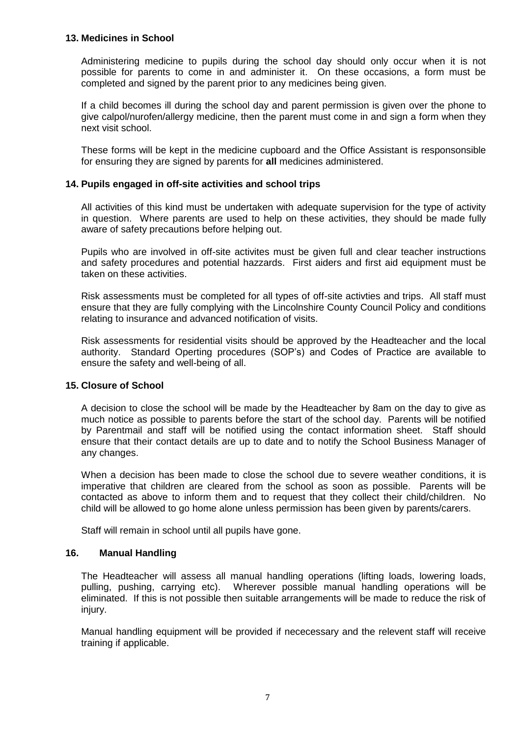### 13. Medicines in School

Administering medicine to pupils during the school day should only occur when it is not possible for parents to come in and administer it. On these occasions, a form must be completed and signed by the parent prior to any medicines being given.

If a child becomes ill during the school day and parent permission is given over the phone to give calpol/nurofen/allergy medicine, then the parent must come in and sign a form when they next visit school.

These forms will be kept in the medicine cupboard and the Office Assistant is responsonsible for ensuring they are signed by parents for **all** medicines administered.

### 14. Pupils engaged in off-site activities and school trips

All activities of this kind must be undertaken with adequate supervision for the type of activity in question. Where parents are used to help on these activities, they should be made fully aware of safety precautions before helping out.

Pupils who are involved in off-site activites must be given full and clear teacher instructions and safety procedures and potential hazzards. First aiders and first aid equipment must be taken on these activities.

Risk assessments must be completed for all types of off-site activties and trips. All staff must ensure that they are fully complying with the Lincolnshire County Council Policy and conditions relating to insurance and advanced notification of visits.

Risk assessments for residential visits should be approved by the Headteacher and the local authority. Standard Operting procedures (SOP's) and Codes of Practice are available to ensure the safety and well-being of all.

### 15. Closure of School

A decision to close the school will be made by the Headteacher by 8am on the day to give as much notice as possible to parents before the start of the school day. Parents will be notified by Parentmail and staff will be notified using the contact information sheet. Staff should ensure that their contact details are up to date and to notify the School Business Manager of any changes.

When a decision has been made to close the school due to severe weather conditions, it is imperative that children are cleared from the school as soon as possible. Parents will be contacted as above to inform them and to request that they collect their child/children. No child will be allowed to go home alone unless permission has been given by parents/carers.

Staff will remain in school until all pupils have gone.

### 16. Manual Handling

The Headteacher will assess all manual handling operations (lifting loads, lowering loads, pulling, pushing, carrying etc). Wherever possible manual handling operations will be eliminated. If this is not possible then suitable arrangements will be made to reduce the risk of injury.

Manual handling equipment will be provided if nececessary and the relevent staff will receive training if applicable.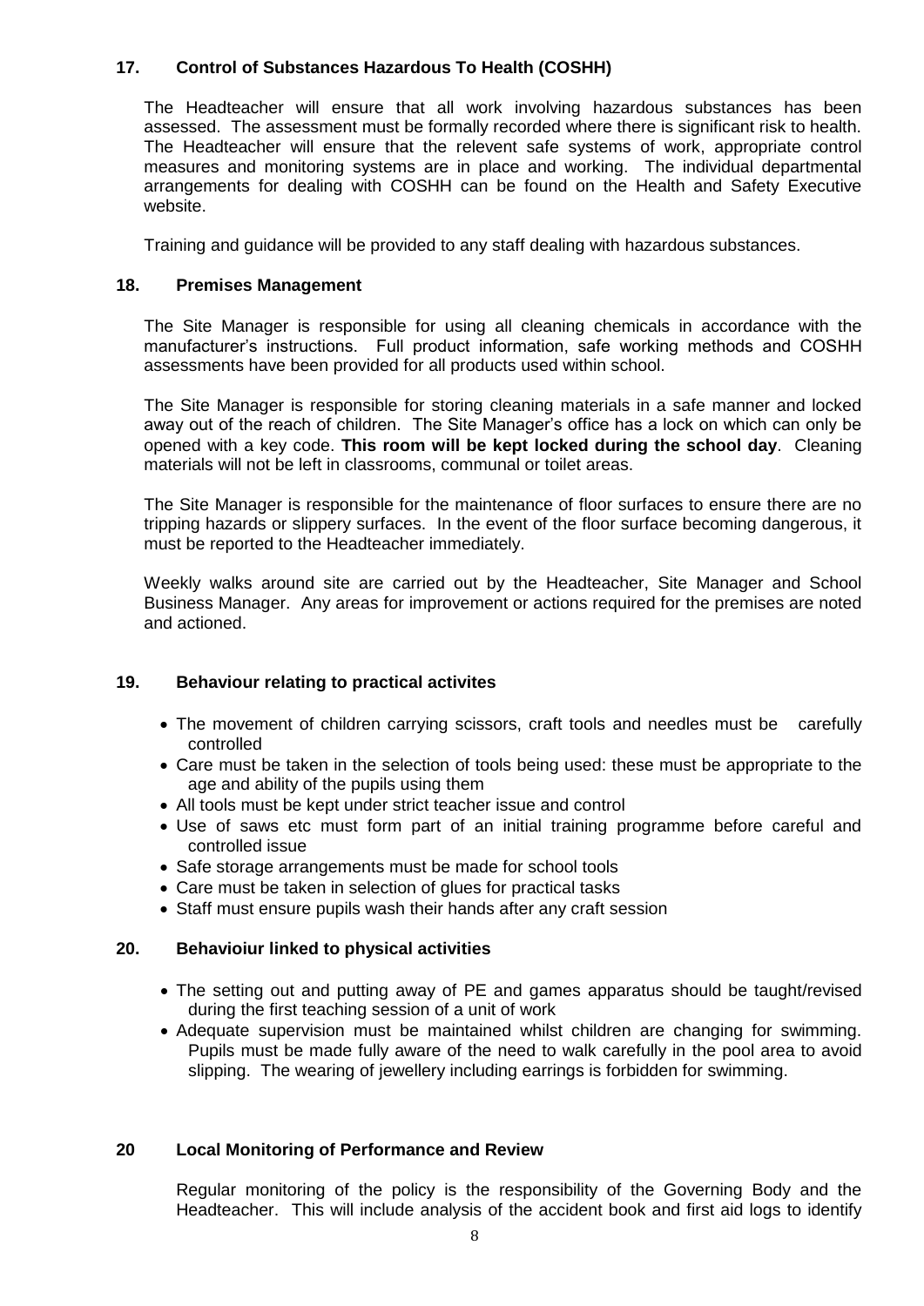## 17. Control of Substances Hazardous To Health (COSHH)

The Headteacher will ensure that all work involving hazardous substances has been assessed. The assessment must be formally recorded where there is significant risk to health. The Headteacher will ensure that the relevent safe systems of work, appropriate control measures and monitoring systems are in place and working. The individual departmental arrangements for dealing with COSHH can be found on the Health and Safety Executive website.

Training and guidance will be provided to any staff dealing with hazardous substances.

## 18. Premises Management

The Site Manager is responsible for using all cleaning chemicals in accordance with the manufacturer's instructions. Full product information, safe working methods and COSHH assessments have been provided for all products used within school.

The Site Manager is responsible for storing cleaning materials in a safe manner and locked away out of the reach of children. The Site Manager's office has a lock on which can only be opened with a key code. **This room will be kept locked during the school day**. Cleaning materials will not be left in classrooms, communal or toilet areas.

The Site Manager is responsible for the maintenance of floor surfaces to ensure there are no tripping hazards or slippery surfaces. In the event of the floor surface becoming dangerous, it must be reported to the Headteacher immediately.

Weekly walks around site are carried out by the Headteacher, Site Manager and School Business Manager. Any areas for improvement or actions required for the premises are noted and actioned.

## 19. Behaviour relating to practical activites

- The movement of children carrying scissors, craft tools and needles must be carefully controlled
- Care must be taken in the selection of tools being used: these must be appropriate to the age and ability of the pupils using them
- All tools must be kept under strict teacher issue and control
- Use of saws etc must form part of an initial training programme before careful and controlled issue
- Safe storage arrangements must be made for school tools
- Care must be taken in selection of glues for practical tasks
- Staff must ensure pupils wash their hands after any craft session

## 20. Behavioiur linked to physical activities

- The setting out and putting away of PE and games apparatus should be taught/revised during the first teaching session of a unit of work
- Adequate supervision must be maintained whilst children are changing for swimming. Pupils must be made fully aware of the need to walk carefully in the pool area to avoid slipping. The wearing of jewellery including earrings is forbidden for swimming.

## 20 Local Monitoring of Performance and Review

Regular monitoring of the policy is the responsibility of the Governing Body and the Headteacher. This will include analysis of the accident book and first aid logs to identify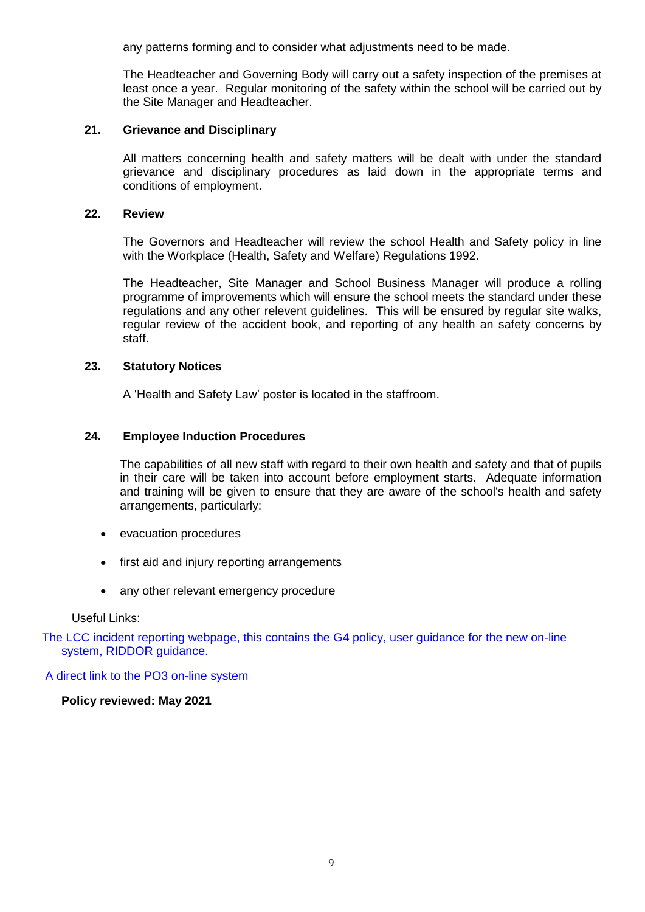any patterns forming and to consider what adjustments need to be made.

The Headteacher and Governing Body will carry out a safety inspection of the premises at least once a year. Regular monitoring of the safety within the school will be carried out by the Site Manager and Headteacher.

### 21. Grievance and Disciplinary

All matters concerning health and safety matters will be dealt with under the standard grievance and disciplinary procedures as laid down in the appropriate terms and conditions of employment.

### 22. Review

The Governors and Headteacher will review the school Health and Safety policy in line with the Workplace (Health, Safety and Welfare) Regulations 1992.

The Headteacher, Site Manager and School Business Manager will produce a rolling programme of improvements which will ensure the school meets the standard under these regulations and any other relevent guidelines. This will be ensured by regular site walks, regular review of the accident book, and reporting of any health an safety concerns by staff.

### 23. Statutory Notices

A 'Health and Safety Law' poster is located in the staffroom.

### 24. Employee Induction Procedures

The capabilities of all new staff with regard to their own health and safety and that of pupils in their care will be taken into account before employment starts. Adequate information and training will be given to ensure that they are aware of the school's health and safety arrangements, particularly:

- evacuation procedures
- first aid and injury reporting arrangements
- any other relevant emergency procedure

Useful Links:

The LCC incident reporting webpage, this contains the G4 policy, user guidance for the new on-line system, RIDDOR guidance.

A direct link to the PO3 on-line system

**Policy reviewed: May 2021**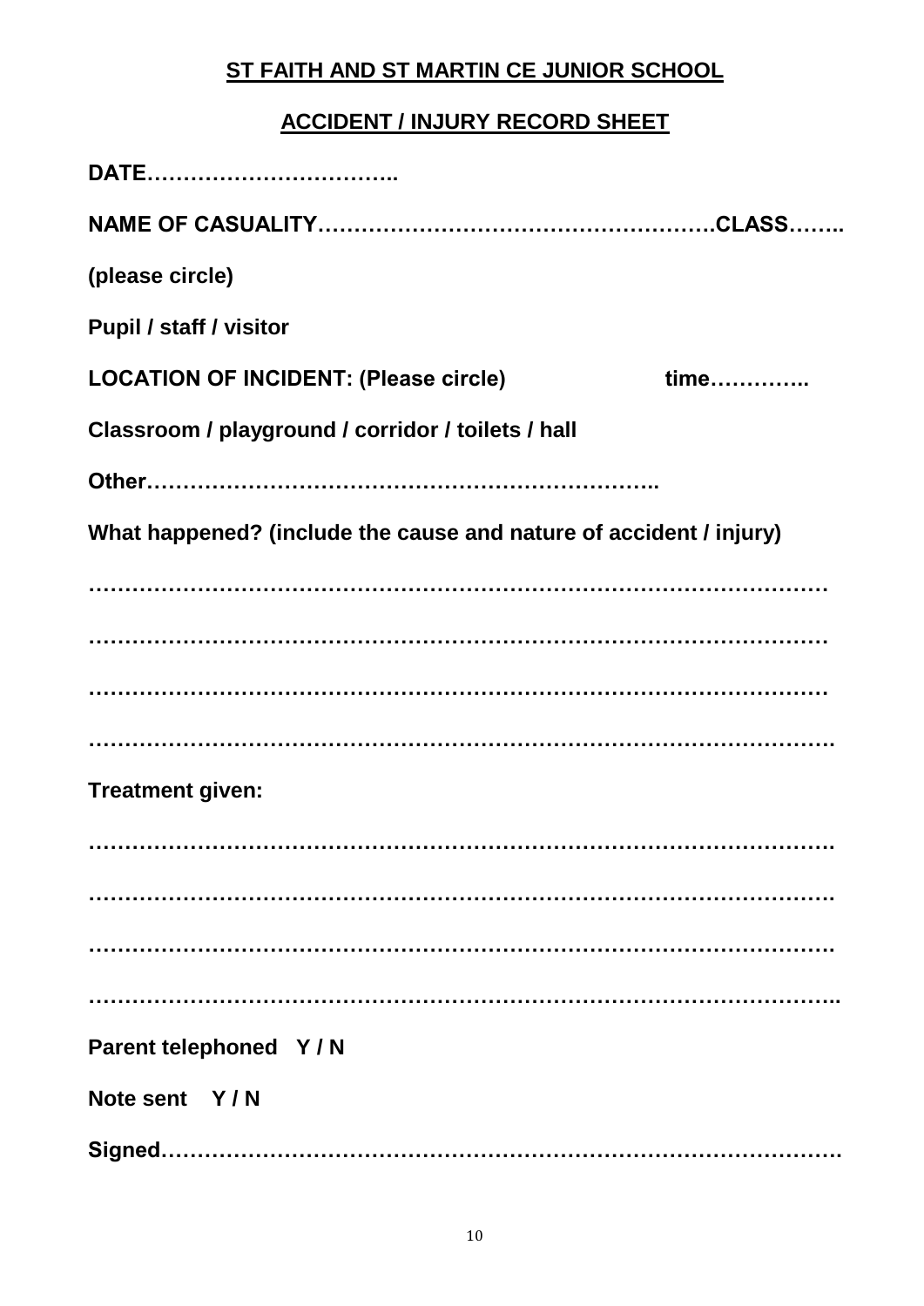## ST FAITH AND ST MARTIN CE JUNIOR SCHOOL

## ACCIDENT / INJURY RECORD SHEET

**DATE……………………………..**

**NAME OF CASUALITY………………………………………………CLASS……..**

**(please circle)**

**Pupil / staff / visitor**

**LOCATION OF INCIDENT: (Please circle)** **time…………..**

**Classroom / playground / corridor / toilets / hall**

**Other…………………………………………………………..**

**What happened? (include the cause and nature of accident / injury)**

**………………………………………………………………………………………**

**………………………………………………………………………………………**

**………………………………………………………………………………………**

**………………………………………………………………………………………**

**Treatment given:**

**………………………………………………………………………………………**

**………………………………………………………………………………………**

**………………………………………………………………………………………**

**………………………………………………………………………………………..**

**Parent telephoned Y / N**

**Note sent Y / N**

**Signed……………………………………………………………………………….**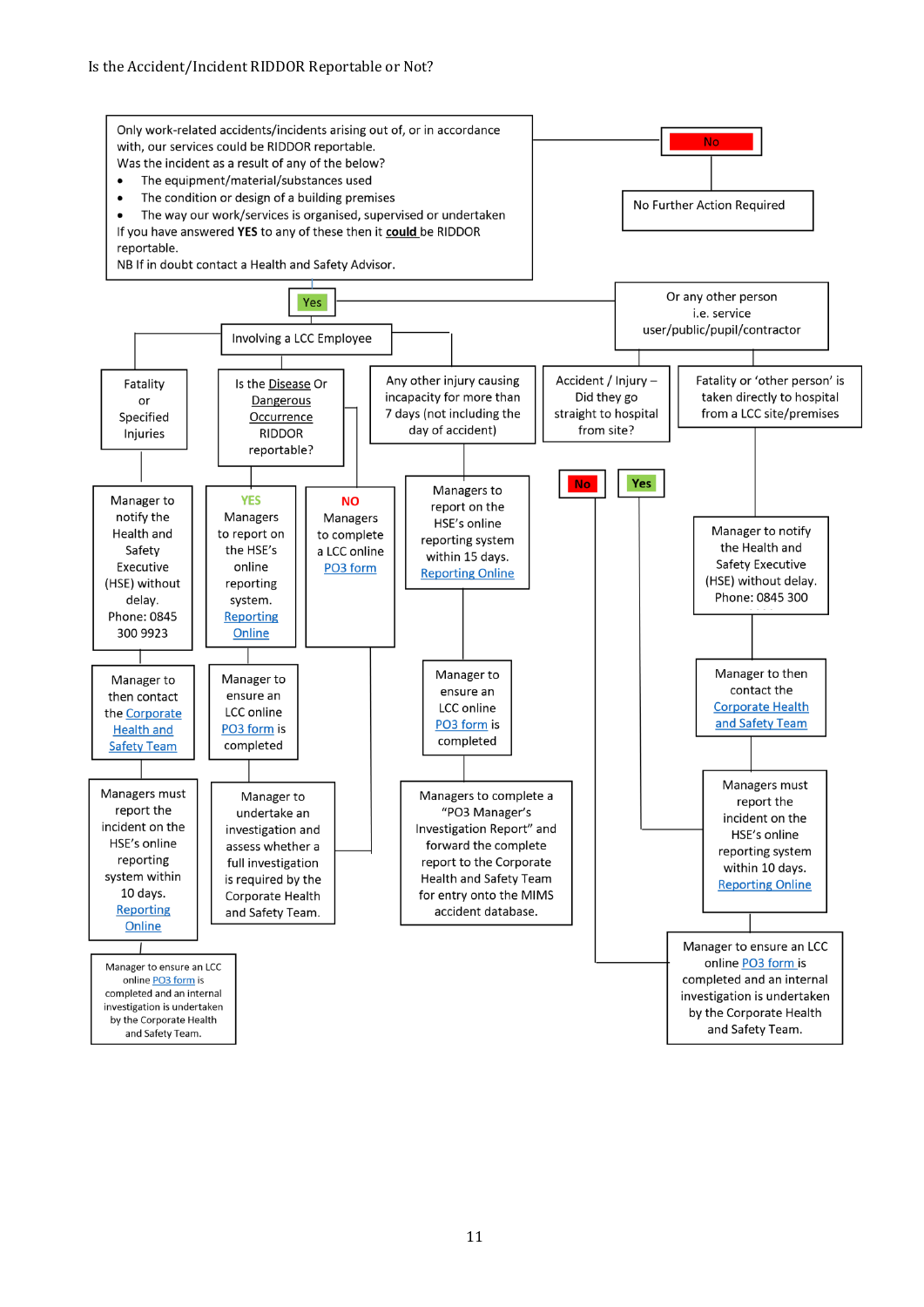Is the Accident/Incident RIDDOR Reportable or Not?

Only work-related accidents/incidents arising out of, or in accordance with, our services could be RIDDOR reportable.
Was the incident as a result of any of the below?

- The equipment/material/substances used
- The condition or design of a building premises
- The way our work/services is organised, supervised or undertaken

If you have answered **YES** to any of these then it <u>could</u> be RIDDOR reportable.
NB If in doubt contact a Health and Safety Advisor.

**No** → No Further Action Required

**Yes** →

## Involving a LCC Employee

**Fatality or Specified Injuries**

- Manager to notify the Health and Safety Executive (HSE) without delay. Phone: 0845 300 9923
- Manager to then contact the Corporate Health and Safety Team
- Managers must report the incident on the HSE's online reporting system within 10 days. Reporting Online
- Manager to ensure an LCC online PO3 form is completed and an internal investigation is undertaken by the Corporate Health and Safety Team.

**Is the Disease Or Dangerous Occurrence RIDDOR reportable?**

- **YES** – Managers to report on the HSE's online reporting system. Reporting Online
  - Manager to ensure an LCC online PO3 form is completed
  - Manager to undertake an investigation and assess whether a full investigation is required by the Corporate Health and Safety Team.
- **NO** – Managers to complete a LCC online PO3 form
  - Manager to undertake an investigation and assess whether a full investigation is required by the Corporate Health and Safety Team.

**Any other injury causing incapacity for more than 7 days (not including the day of accident)**

- Managers to report on the HSE's online reporting system within 15 days. Reporting Online
- Manager to ensure an LCC online PO3 form is completed
- Managers to complete a "PO3 Manager's Investigation Report" and forward the complete report to the Corporate Health and Safety Team for entry onto the MIMS accident database.

## Or any other person i.e. service user/public/pupil/contractor

**Accident / Injury – Did they go straight to hospital from site?**

- **No** → Manager to ensure an LCC online PO3 form is completed and an internal investigation is undertaken by the Corporate Health and Safety Team.
- **Yes** → Managers must report the incident on the HSE's online reporting system within 10 days. Reporting Online → Manager to ensure an LCC online PO3 form is completed and an internal investigation is undertaken by the Corporate Health and Safety Team.

**Fatality or 'other person' is taken directly to hospital from a LCC site/premises**

- Manager to notify the Health and Safety Executive (HSE) without delay. Phone: 0845 300
- Manager to then contact the Corporate Health and Safety Team
- Managers must report the incident on the HSE's online reporting system within 10 days. Reporting Online
- Manager to ensure an LCC online PO3 form is completed and an internal investigation is undertaken by the Corporate Health and Safety Team.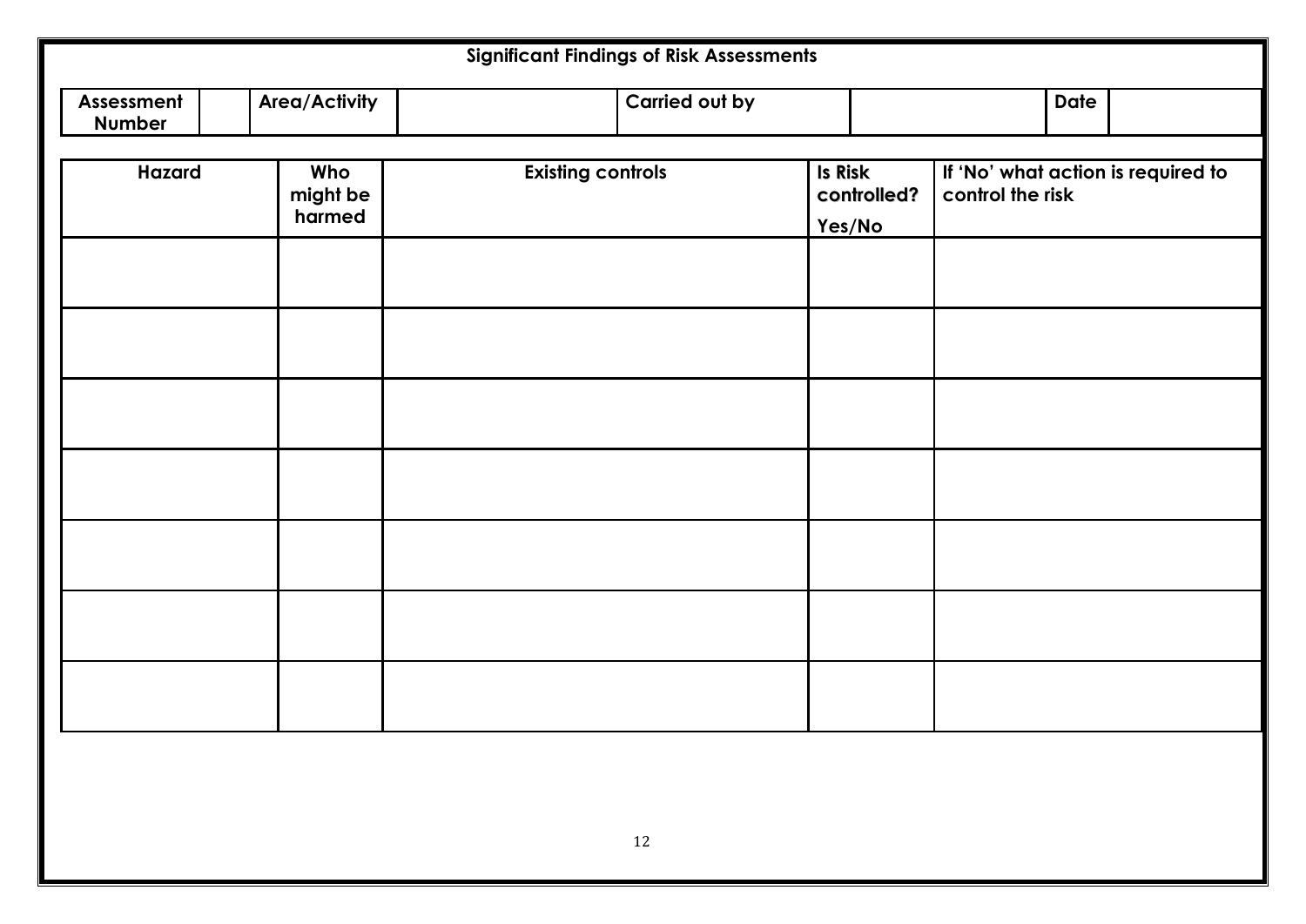## Significant Findings of Risk Assessments

| Assessment Number | | Area/Activity | | Carried out by | | Date | |
|---|---|---|---|---|---|---|---|

| Hazard | Who might be harmed | Existing controls | Is Risk controlled? Yes/No | If 'No' what action is required to control the risk |
|---|---|---|---|---|
| | | | | |
| | | | | |
| | | | | |
| | | | | |
| | | | | |
| | | | | |
| | | | | |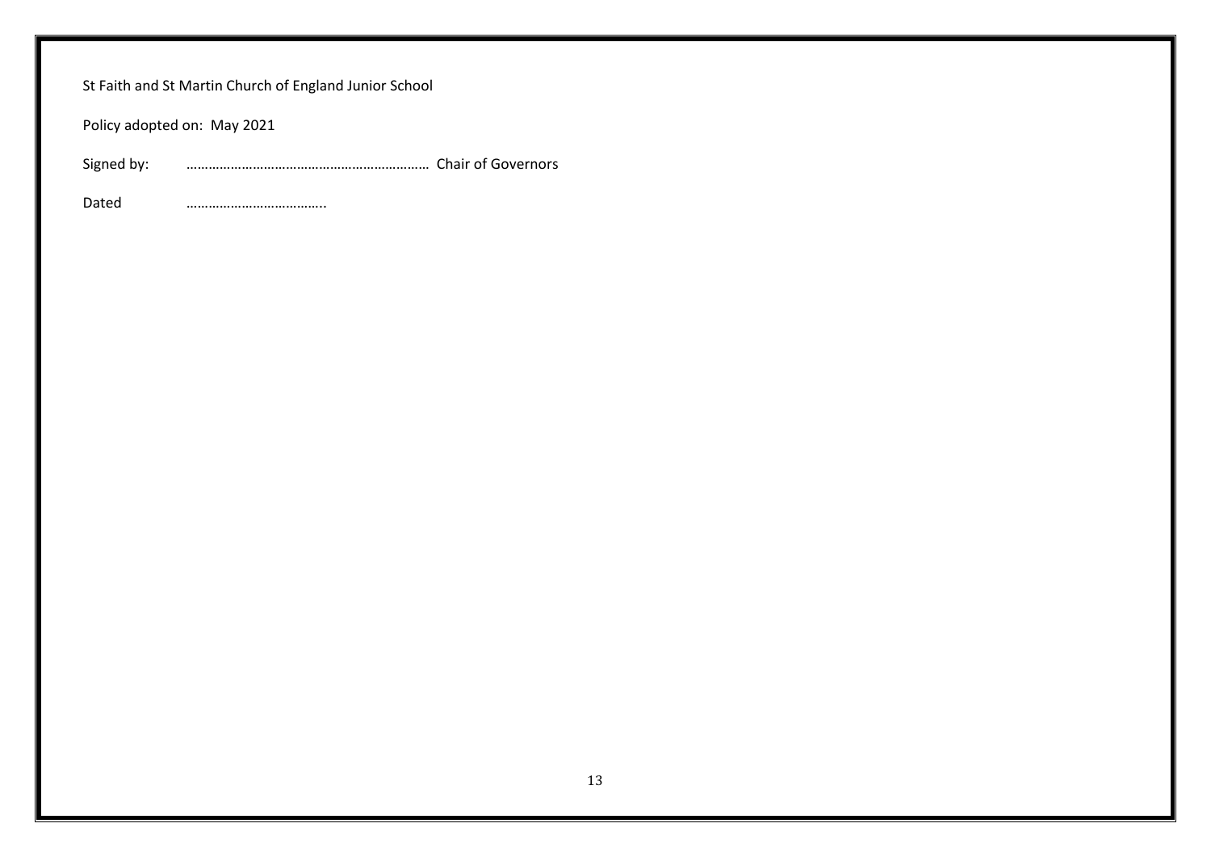St Faith and St Martin Church of England Junior School

Policy adopted on: May 2021

Signed by: ………………………………………………………… Chair of Governors

Dated ………………………………..